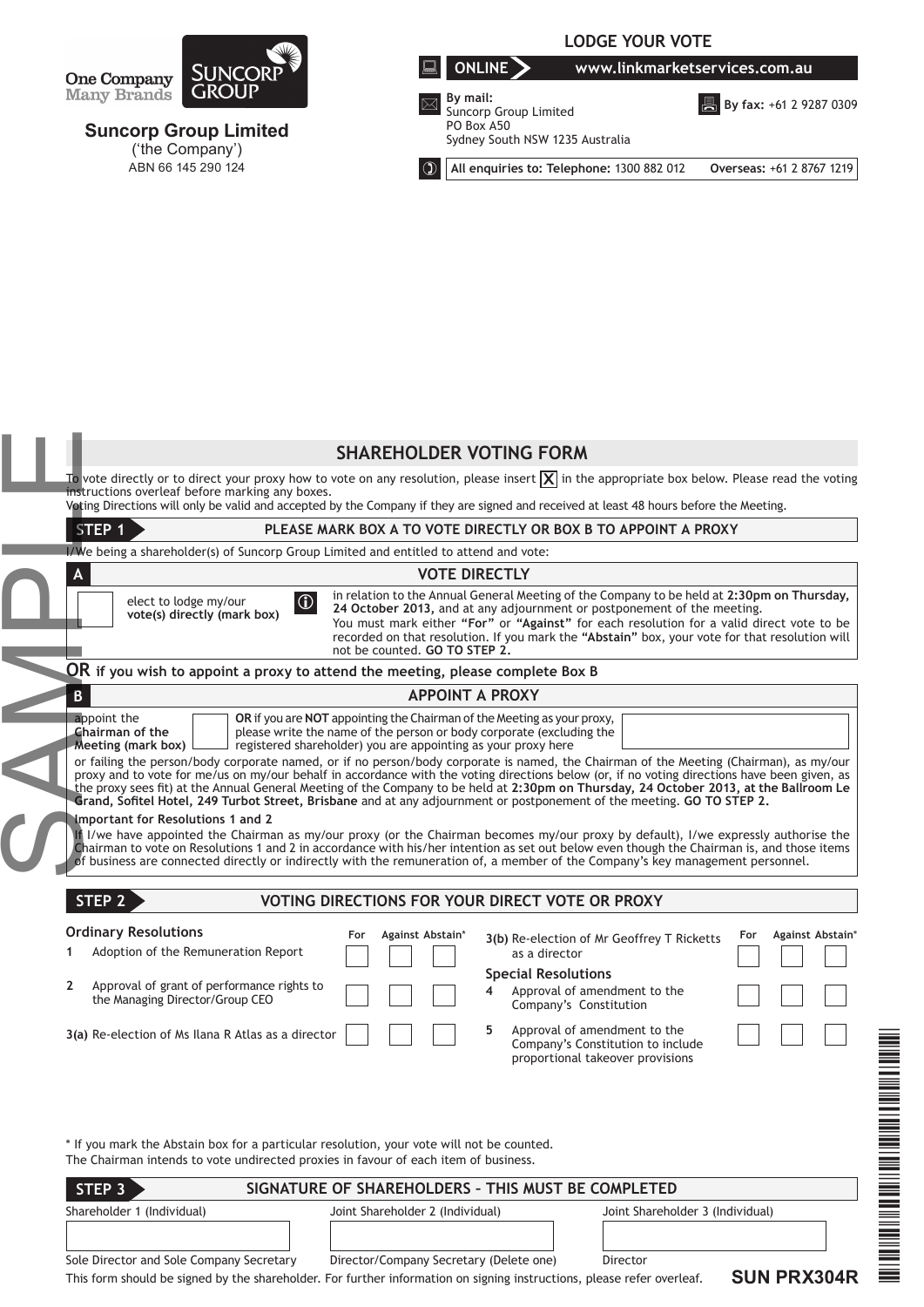One Company Many Brands

**SUNCORP GROUP**

**Suncorp Group Limited**
('the Company')
ABN 66 145 290 124

**LODGE YOUR VOTE**

**ONLINE** www.linkmarketservices.com.au

**By mail:**
Suncorp Group Limited
PO Box A50
Sydney South NSW 1235 Australia

**By fax:** +61 2 9287 0309

**All enquiries to: Telephone:** 1300 882 012 **Overseas:** +61 2 8767 1219

SAMPLE

## SHAREHOLDER VOTING FORM

To vote directly or to direct your proxy how to vote on any resolution, please insert [X] in the appropriate box below. Please read the voting instructions overleaf before marking any boxes.
Voting Directions will only be valid and accepted by the Company if they are signed and received at least 48 hours before the Meeting.

### STEP 1 PLEASE MARK BOX A TO VOTE DIRECTLY OR BOX B TO APPOINT A PROXY

I/We being a shareholder(s) of Suncorp Group Limited and entitled to attend and vote:

**A VOTE DIRECTLY**

[ ] elect to lodge my/our **vote(s) directly (mark box)**

in relation to the Annual General Meeting of the Company to be held at **2:30pm on Thursday, 24 October 2013,** and at any adjournment or postponement of the meeting.
You must mark either **"For"** or **"Against"** for each resolution for a valid direct vote to be recorded on that resolution. If you mark the **"Abstain"** box, your vote for that resolution will not be counted. **GO TO STEP 2.**

**OR** if you wish to appoint a proxy to attend the meeting, please complete Box B

**B APPOINT A PROXY**

appoint the **Chairman of the Meeting (mark box)** [ ]

**OR** if you are **NOT** appointing the Chairman of the Meeting as your proxy, please write the name of the person or body corporate (excluding the registered shareholder) you are appointing as your proxy here [ ]

or failing the person/body corporate named, or if no person/body corporate is named, the Chairman of the Meeting (Chairman), as my/our proxy and to vote for me/us on my/our behalf in accordance with the voting directions below (or, if no voting directions have been given, as the proxy sees fit) at the Annual General Meeting of the Company to be held at **2:30pm on Thursday, 24 October 2013, at the Ballroom Le Grand, Sofitel Hotel, 249 Turbot Street, Brisbane** and at any adjournment or postponement of the meeting. **GO TO STEP 2.**

**Important for Resolutions 1 and 2**

If I/we have appointed the Chairman as my/our proxy (or the Chairman becomes my/our proxy by default), I/we expressly authorise the Chairman to vote on Resolutions 1 and 2 in accordance with his/her intention as set out below even though the Chairman is, and those items of business are connected directly or indirectly with the remuneration of, a member of the Company's key management personnel.

### STEP 2 VOTING DIRECTIONS FOR YOUR DIRECT VOTE OR PROXY

**Ordinary Resolutions**

| | | For | Against | Abstain* |
|---|---|---|---|---|
| 1 | Adoption of the Remuneration Report | [ ] | [ ] | [ ] |
| 2 | Approval of grant of performance rights to the Managing Director/Group CEO | [ ] | [ ] | [ ] |
| 3(a) | Re-election of Ms Ilana R Atlas as a director | [ ] | [ ] | [ ] |
| 3(b) | Re-election of Mr Geoffrey T Ricketts as a director | [ ] | [ ] | [ ] |

**Special Resolutions**

| | | For | Against | Abstain* |
|---|---|---|---|---|
| 4 | Approval of amendment to the Company's Constitution | [ ] | [ ] | [ ] |
| 5 | Approval of amendment to the Company's Constitution to include proportional takeover provisions | [ ] | [ ] | [ ] |

* If you mark the Abstain box for a particular resolution, your vote will not be counted.
The Chairman intends to vote undirected proxies in favour of each item of business.

### STEP 3 SIGNATURE OF SHAREHOLDERS – THIS MUST BE COMPLETED

| Shareholder 1 (Individual) | Joint Shareholder 2 (Individual) | Joint Shareholder 3 (Individual) |
|---|---|---|
| | | |
| Sole Director and Sole Company Secretary | Director/Company Secretary (Delete one) | Director |

This form should be signed by the shareholder. For further information on signing instructions, please refer overleaf.

**SUN PRX304R**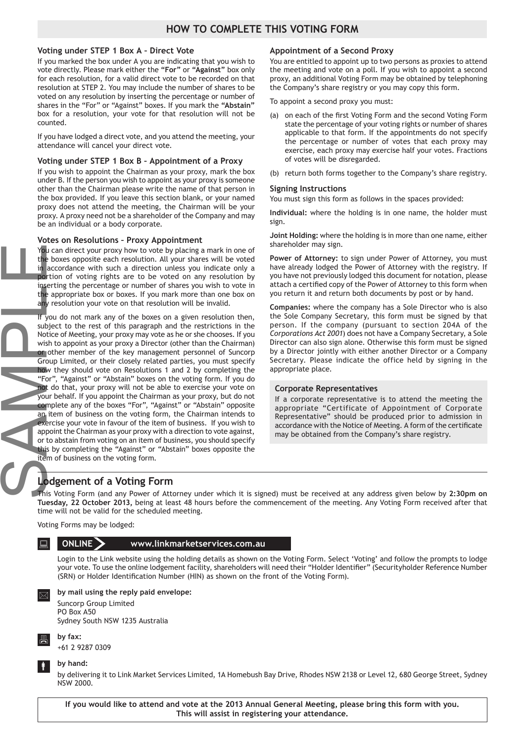# HOW TO COMPLETE THIS VOTING FORM

### Voting under STEP 1 Box A – Direct Vote

If you marked the box under A you are indicating that you wish to vote directly. Please mark either the **"For"** or **"Against"** box only for each resolution, for a valid direct vote to be recorded on that resolution at STEP 2. You may include the number of shares to be voted on any resolution by inserting the percentage or number of shares in the "For" or "Against" boxes. If you mark the **"Abstain"** box for a resolution, your vote for that resolution will not be counted.

If you have lodged a direct vote, and you attend the meeting, your attendance will cancel your direct vote.

### Voting under STEP 1 Box B – Appointment of a Proxy

If you wish to appoint the Chairman as your proxy, mark the box under B. If the person you wish to appoint as your proxy is someone other than the Chairman please write the name of that person in the box provided. If you leave this section blank, or your named proxy does not attend the meeting, the Chairman will be your proxy. A proxy need not be a shareholder of the Company and may be an individual or a body corporate.

### Votes on Resolutions – Proxy Appointment

You can direct your proxy how to vote by placing a mark in one of the boxes opposite each resolution. All your shares will be voted in accordance with such a direction unless you indicate only a portion of voting rights are to be voted on any resolution by inserting the percentage or number of shares you wish to vote in the appropriate box or boxes. If you mark more than one box on any resolution your vote on that resolution will be invalid.

If you do not mark any of the boxes on a given resolution then, subject to the rest of this paragraph and the restrictions in the Notice of Meeting, your proxy may vote as he or she chooses. If you wish to appoint as your proxy a Director (other than the Chairman) or other member of the key management personnel of Suncorp Group Limited, or their closely related parties, you must specify how they should vote on Resolutions 1 and 2 by completing the "For", "Against" or "Abstain" boxes on the voting form. If you do not do that, your proxy will not be able to exercise your vote on your behalf. If you appoint the Chairman as your proxy, but do not complete any of the boxes "For", "Against" or "Abstain" opposite an item of business on the voting form, the Chairman intends to exercise your vote in favour of the item of business. If you wish to appoint the Chairman as your proxy with a direction to vote against, or to abstain from voting on an item of business, you should specify this by completing the "Against" or "Abstain" boxes opposite the item of business on the voting form.

### Appointment of a Second Proxy

You are entitled to appoint up to two persons as proxies to attend the meeting and vote on a poll. If you wish to appoint a second proxy, an additional Voting Form may be obtained by telephoning the Company's share registry or you may copy this form.

To appoint a second proxy you must:

(a) on each of the first Voting Form and the second Voting Form state the percentage of your voting rights or number of shares applicable to that form. If the appointments do not specify the percentage or number of votes that each proxy may exercise, each proxy may exercise half your votes. Fractions of votes will be disregarded.

(b) return both forms together to the Company's share registry.

### Signing Instructions

You must sign this form as follows in the spaces provided:

**Individual:** where the holding is in one name, the holder must sign.

**Joint Holding:** where the holding is in more than one name, either shareholder may sign.

**Power of Attorney:** to sign under Power of Attorney, you must have already lodged the Power of Attorney with the registry. If you have not previously lodged this document for notation, please attach a certified copy of the Power of Attorney to this form when you return it and return both documents by post or by hand.

**Companies:** where the company has a Sole Director who is also the Sole Company Secretary, this form must be signed by that person. If the company (pursuant to section 204A of the *Corporations Act 2001*) does not have a Company Secretary, a Sole Director can also sign alone. Otherwise this form must be signed by a Director jointly with either another Director or a Company Secretary. Please indicate the office held by signing in the appropriate place.

### Corporate Representatives

If a corporate representative is to attend the meeting the appropriate "Certificate of Appointment of Corporate Representative" should be produced prior to admission in accordance with the Notice of Meeting. A form of the certificate may be obtained from the Company's share registry.

## Lodgement of a Voting Form

This Voting Form (and any Power of Attorney under which it is signed) must be received at any address given below by **2:30pm on Tuesday, 22 October 2013,** being at least 48 hours before the commencement of the meeting. Any Voting Form received after that time will not be valid for the scheduled meeting.

Voting Forms may be lodged:

**ONLINE** **www.linkmarketservices.com.au**

Login to the Link website using the holding details as shown on the Voting Form. Select 'Voting' and follow the prompts to lodge your vote. To use the online lodgement facility, shareholders will need their "Holder Identifier" (Securityholder Reference Number (SRN) or Holder Identification Number (HIN) as shown on the front of the Voting Form).

**by mail using the reply paid envelope:**

Suncorp Group Limited
PO Box A50
Sydney South NSW 1235 Australia

**by fax:**

+61 2 9287 0309

**by hand:**

by delivering it to Link Market Services Limited, 1A Homebush Bay Drive, Rhodes NSW 2138 or Level 12, 680 George Street, Sydney NSW 2000.

**If you would like to attend and vote at the 2013 Annual General Meeting, please bring this form with you. This will assist in registering your attendance.**